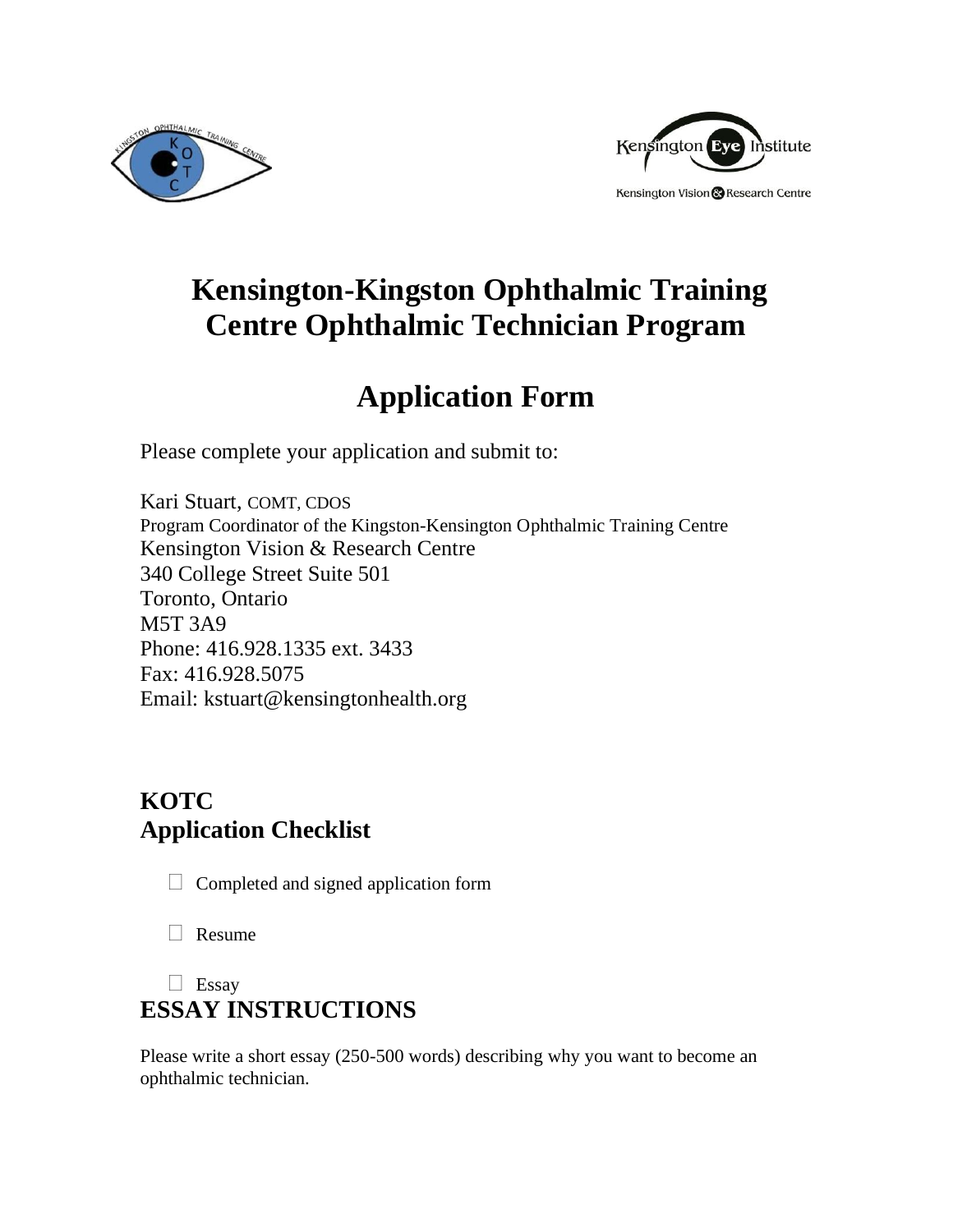# Kensington-Kingston Ophthalmic Training Centre Ophthalmic Technician Program

# Application Form

Please complete your application and submit to:

Kari Stuart, COMT, CDOS
Program Coordinator of the Kingston-Kensington Ophthalmic Training Centre
Kensington Vision & Research Centre
340 College Street Suite 501
Toronto, Ontario
M5T 3A9
Phone: 416.928.1335 ext. 3433
Fax: 416.928.5075
Email: kstuart@kensingtonhealth.org

## KOTC
## Application Checklist

- ☐ Completed and signed application form
- ☐ Resume
- ☐ Essay

## ESSAY INSTRUCTIONS

Please write a short essay (250-500 words) describing why you want to become an ophthalmic technician.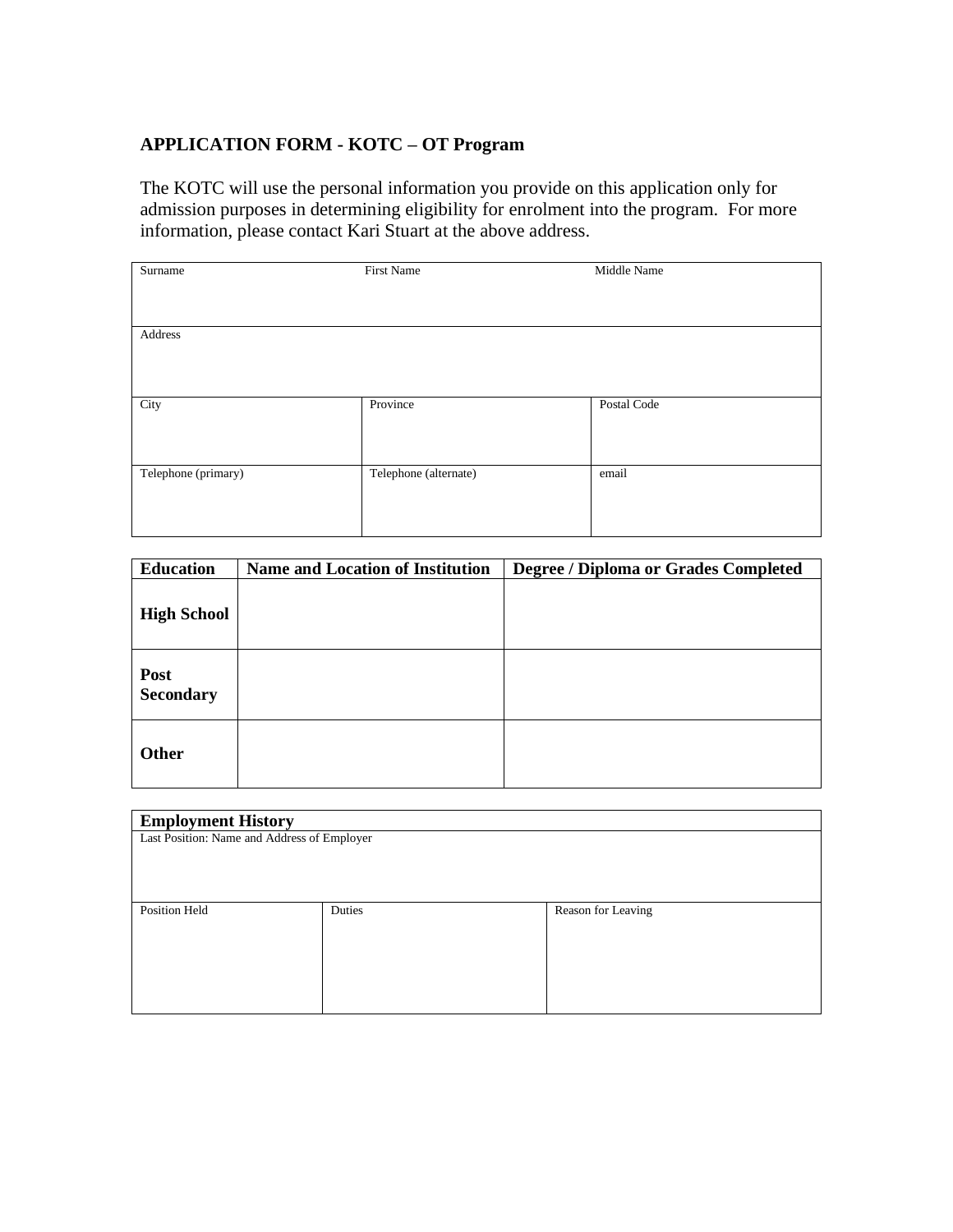**APPLICATION FORM - KOTC – OT Program**

The KOTC will use the personal information you provide on this application only for admission purposes in determining eligibility for enrolment into the program. For more information, please contact Kari Stuart at the above address.

| Surname | First Name | Middle Name |
|---|---|---|
| | | |
| Address | | |
| | | |
| City | Province | Postal Code |
| | | |
| Telephone (primary) | Telephone (alternate) | email |
| | | |

| Education | Name and Location of Institution | Degree / Diploma or Grades Completed |
|---|---|---|
| **High School** | | |
| **Post Secondary** | | |
| **Other** | | |

| **Employment History** | | |
|---|---|---|
| Last Position: Name and Address of Employer | | |
| | | |
| Position Held | Duties | Reason for Leaving |
| | | |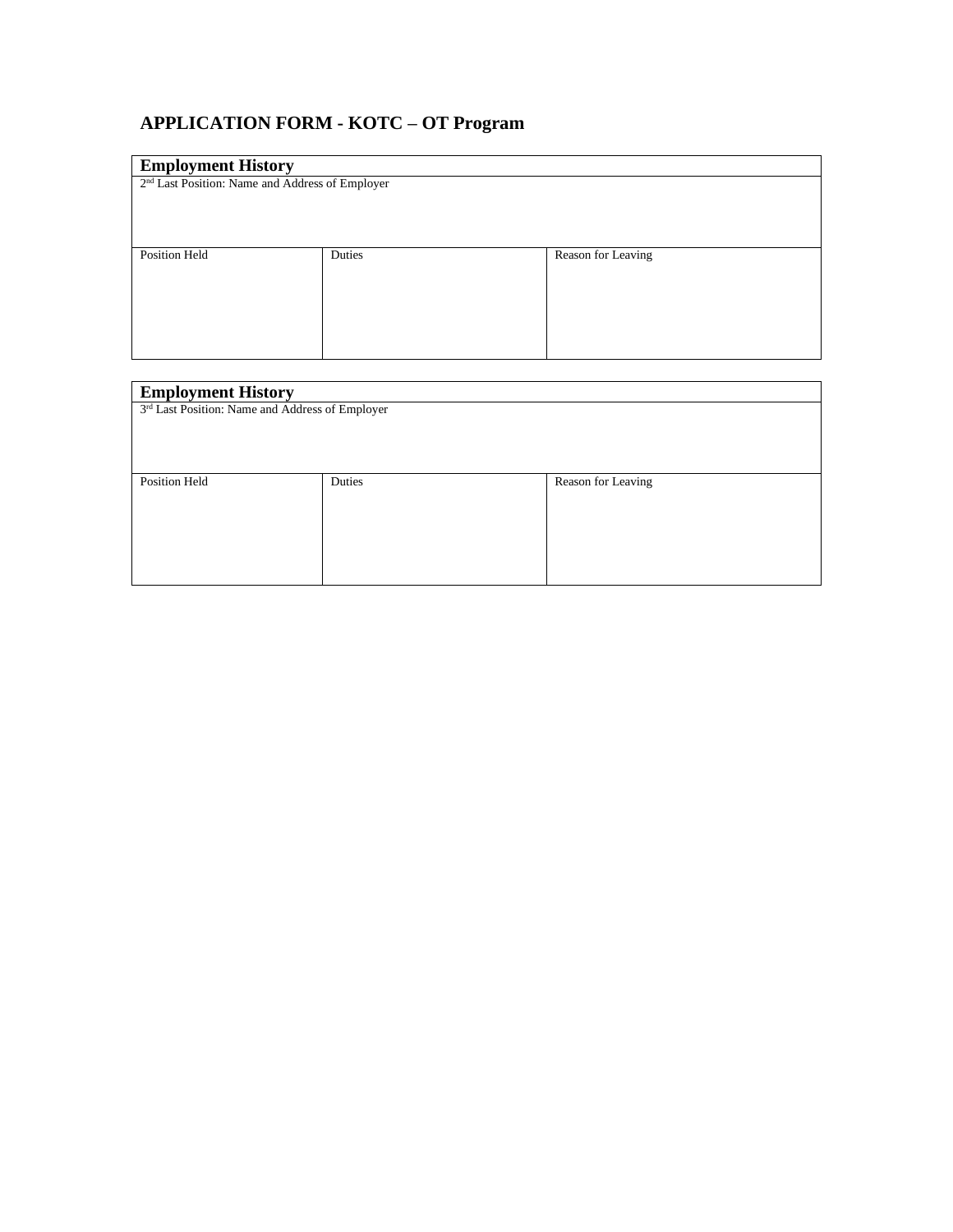## APPLICATION FORM - KOTC – OT Program

| **Employment History** | | |
|---|---|---|
| 2nd Last Position: Name and Address of Employer | | |
| Position Held | Duties | Reason for Leaving |

| **Employment History** | | |
|---|---|---|
| 3rd Last Position: Name and Address of Employer | | |
| Position Held | Duties | Reason for Leaving |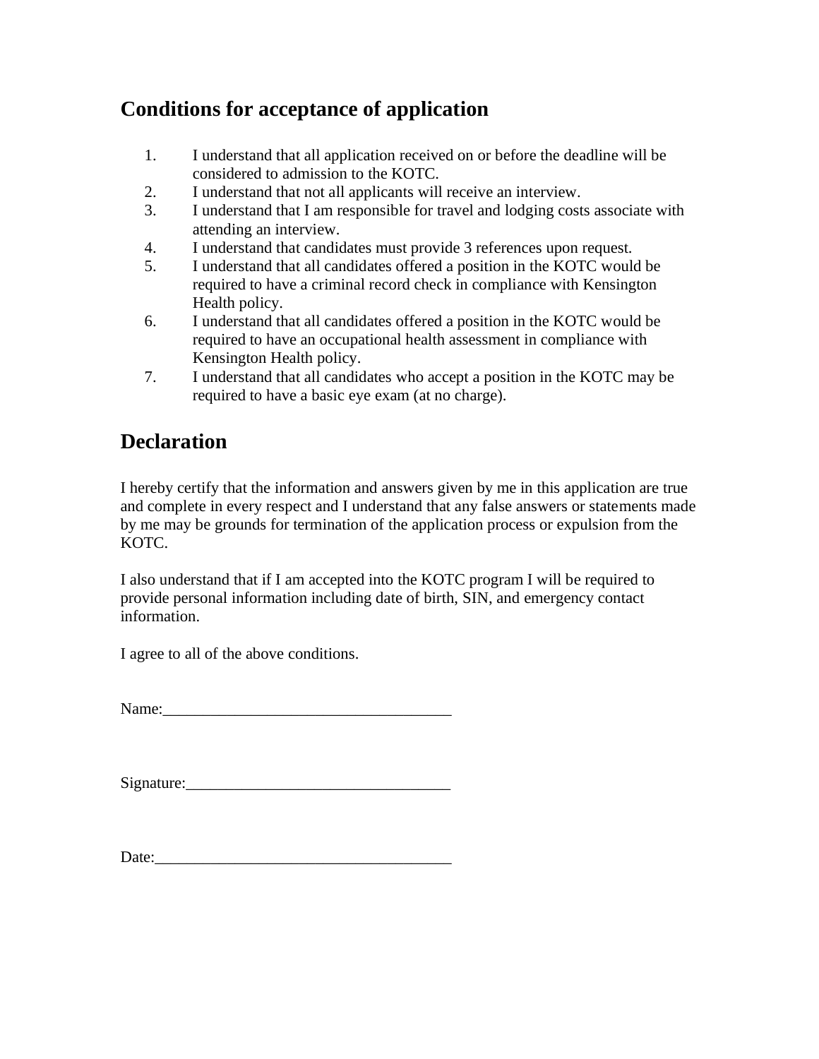## Conditions for acceptance of application

1. I understand that all application received on or before the deadline will be considered to admission to the KOTC.
2. I understand that not all applicants will receive an interview.
3. I understand that I am responsible for travel and lodging costs associate with attending an interview.
4. I understand that candidates must provide 3 references upon request.
5. I understand that all candidates offered a position in the KOTC would be required to have a criminal record check in compliance with Kensington Health policy.
6. I understand that all candidates offered a position in the KOTC would be required to have an occupational health assessment in compliance with Kensington Health policy.
7. I understand that all candidates who accept a position in the KOTC may be required to have a basic eye exam (at no charge).

## Declaration

I hereby certify that the information and answers given by me in this application are true and complete in every respect and I understand that any false answers or statements made by me may be grounds for termination of the application process or expulsion from the KOTC.

I also understand that if I am accepted into the KOTC program I will be required to provide personal information including date of birth, SIN, and emergency contact information.

I agree to all of the above conditions.

Name:_____________________________________

Signature:_________________________________

Date:_____________________________________